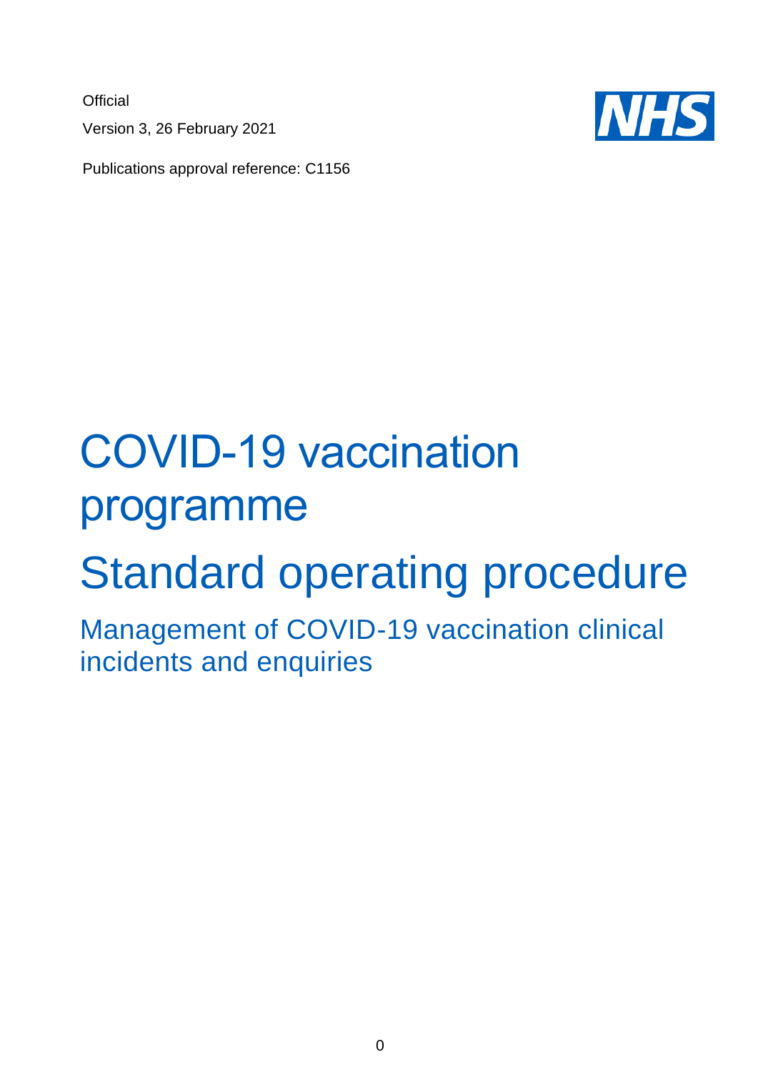Official

Version 3, 26 February 2021

Publications approval reference: C1156

NHS

# COVID-19 vaccination programme

# Standard operating procedure

## Management of COVID-19 vaccination clinical incidents and enquiries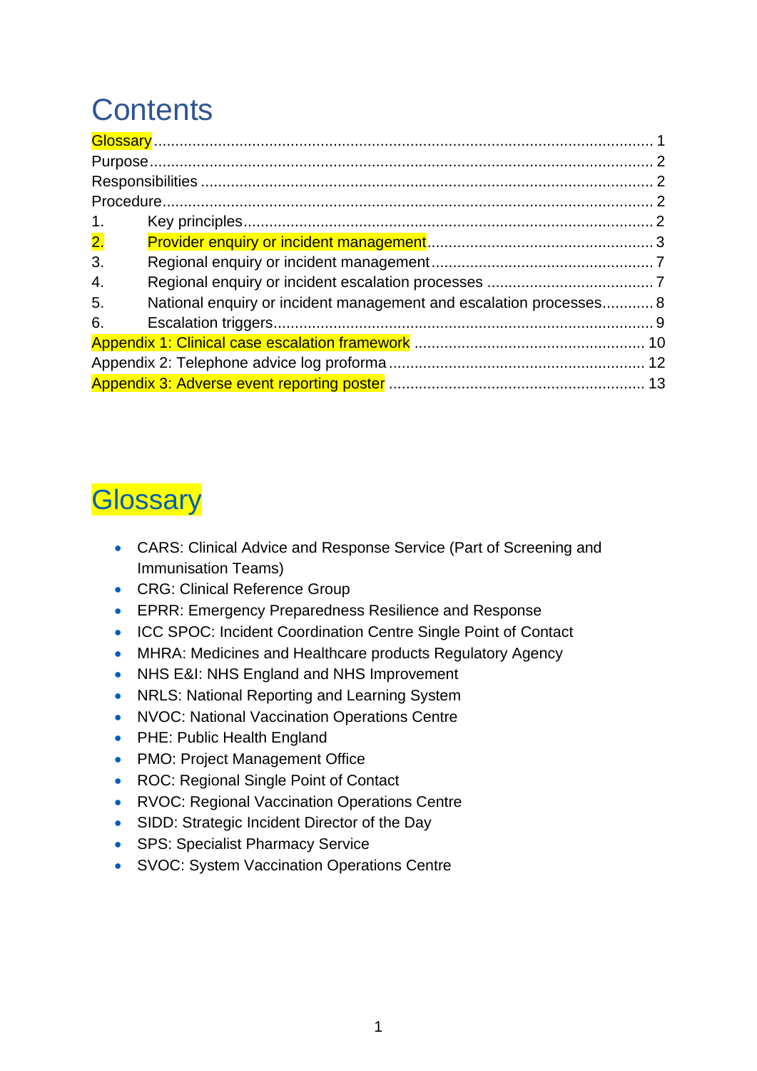# Contents

Glossary .......... 1
Purpose .......... 2
Responsibilities .......... 2
Procedure .......... 2
1. Key principles .......... 2
2. Provider enquiry or incident management .......... 3
3. Regional enquiry or incident management .......... 7
4. Regional enquiry or incident escalation processes .......... 7
5. National enquiry or incident management and escalation processes .......... 8
6. Escalation triggers .......... 9
Appendix 1: Clinical case escalation framework .......... 10
Appendix 2: Telephone advice log proforma .......... 12
Appendix 3: Adverse event reporting poster .......... 13

# Glossary

- CARS: Clinical Advice and Response Service (Part of Screening and Immunisation Teams)
- CRG: Clinical Reference Group
- EPRR: Emergency Preparedness Resilience and Response
- ICC SPOC: Incident Coordination Centre Single Point of Contact
- MHRA: Medicines and Healthcare products Regulatory Agency
- NHS E&I: NHS England and NHS Improvement
- NRLS: National Reporting and Learning System
- NVOC: National Vaccination Operations Centre
- PHE: Public Health England
- PMO: Project Management Office
- ROC: Regional Single Point of Contact
- RVOC: Regional Vaccination Operations Centre
- SIDD: Strategic Incident Director of the Day
- SPS: Specialist Pharmacy Service
- SVOC: System Vaccination Operations Centre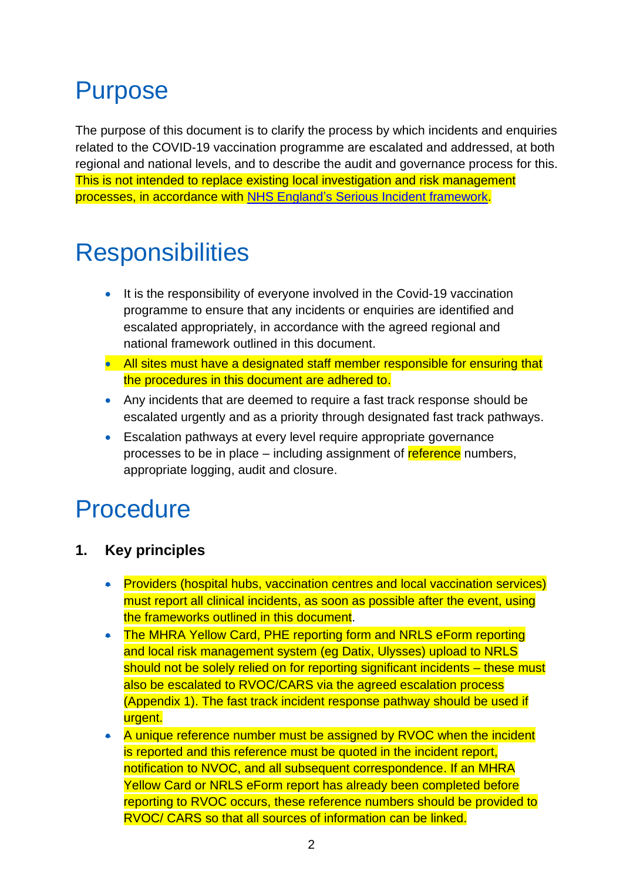# Purpose

The purpose of this document is to clarify the process by which incidents and enquiries related to the COVID-19 vaccination programme are escalated and addressed, at both regional and national levels, and to describe the audit and governance process for this. This is not intended to replace existing local investigation and risk management processes, in accordance with [NHS England's Serious Incident framework](#).

# Responsibilities

- It is the responsibility of everyone involved in the Covid-19 vaccination programme to ensure that any incidents or enquiries are identified and escalated appropriately, in accordance with the agreed regional and national framework outlined in this document.
- All sites must have a designated staff member responsible for ensuring that the procedures in this document are adhered to.
- Any incidents that are deemed to require a fast track response should be escalated urgently and as a priority through designated fast track pathways.
- Escalation pathways at every level require appropriate governance processes to be in place – including assignment of reference numbers, appropriate logging, audit and closure.

# Procedure

## 1. Key principles

- Providers (hospital hubs, vaccination centres and local vaccination services) must report all clinical incidents, as soon as possible after the event, using the frameworks outlined in this document.
- The MHRA Yellow Card, PHE reporting form and NRLS eForm reporting and local risk management system (eg Datix, Ulysses) upload to NRLS should not be solely relied on for reporting significant incidents – these must also be escalated to RVOC/CARS via the agreed escalation process (Appendix 1). The fast track incident response pathway should be used if urgent.
- A unique reference number must be assigned by RVOC when the incident is reported and this reference must be quoted in the incident report, notification to NVOC, and all subsequent correspondence. If an MHRA Yellow Card or NRLS eForm report has already been completed before reporting to RVOC occurs, these reference numbers should be provided to RVOC/ CARS so that all sources of information can be linked.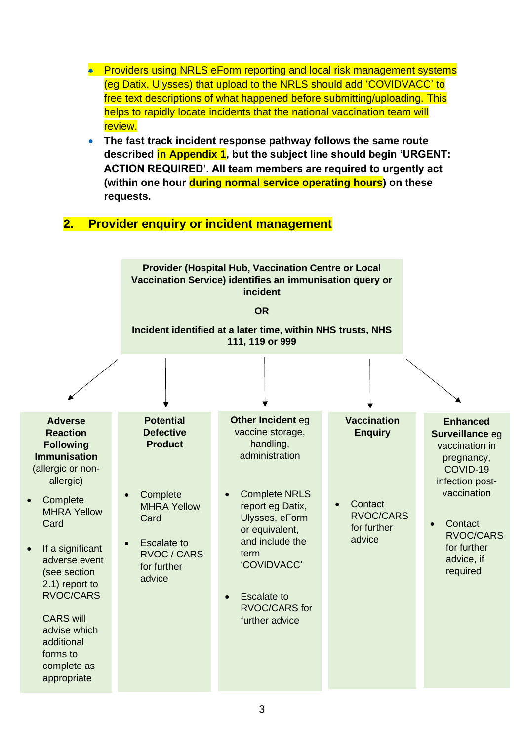- Providers using NRLS eForm reporting and local risk management systems (eg Datix, Ulysses) that upload to the NRLS should add 'COVIDVACC' to free text descriptions of what happened before submitting/uploading. This helps to rapidly locate incidents that the national vaccination team will review.
- **The fast track incident response pathway follows the same route described in Appendix 1, but the subject line should begin 'URGENT: ACTION REQUIRED'. All team members are required to urgently act (within one hour during normal service operating hours) on these requests.**

## 2. Provider enquiry or incident management

**Provider (Hospital Hub, Vaccination Centre or Local Vaccination Service) identifies an immunisation query or incident**

**OR**

**Incident identified at a later time, within NHS trusts, NHS 111, 119 or 999**

| **Adverse Reaction Following Immunisation** (allergic or non-allergic) | **Potential Defective Product** | **Other Incident** eg vaccine storage, handling, administration | **Vaccination Enquiry** | **Enhanced Surveillance** eg vaccination in pregnancy, COVID-19 infection post-vaccination |
|---|---|---|---|---|
| • Complete MHRA Yellow Card<br><br>• If a significant adverse event (see section 2.1) report to RVOC/CARS<br><br>CARS will advise which additional forms to complete as appropriate | • Complete MHRA Yellow Card<br><br>• Escalate to RVOC / CARS for further advice | • Complete NRLS report eg Datix, Ulysses, eForm or equivalent, and include the term 'COVIDVACC'<br><br>• Escalate to RVOC/CARS for further advice | • Contact RVOC/CARS for further advice | • Contact RVOC/CARS for further advice, if required |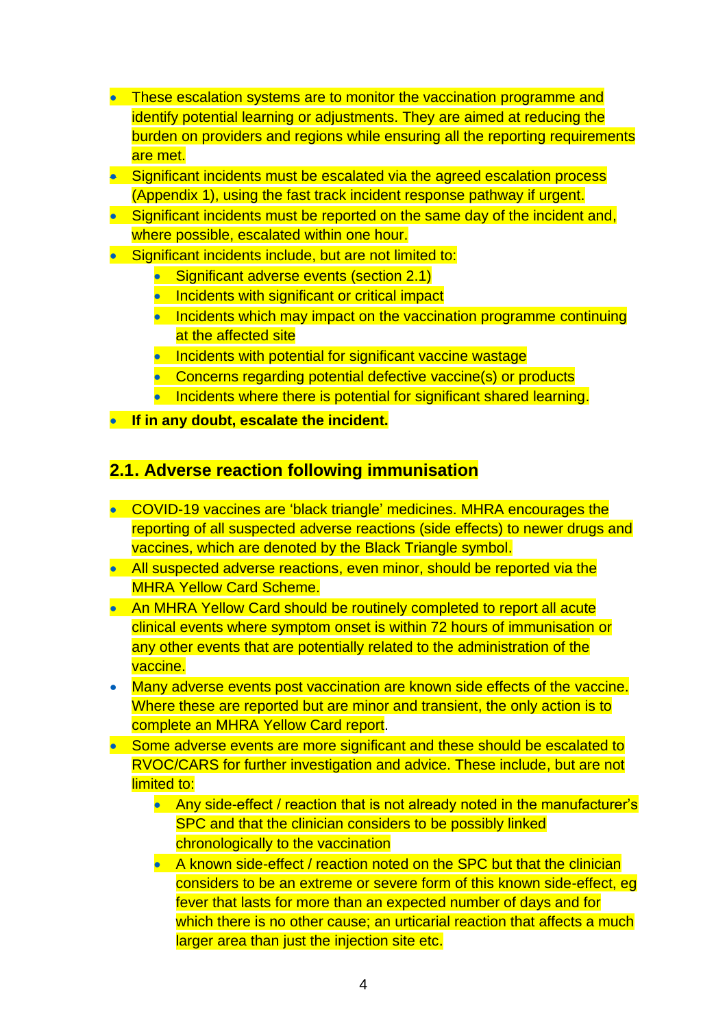- These escalation systems are to monitor the vaccination programme and identify potential learning or adjustments. They are aimed at reducing the burden on providers and regions while ensuring all the reporting requirements are met.
- Significant incidents must be escalated via the agreed escalation process (Appendix 1), using the fast track incident response pathway if urgent.
- Significant incidents must be reported on the same day of the incident and, where possible, escalated within one hour.
- Significant incidents include, but are not limited to:
  - Significant adverse events (section 2.1)
  - Incidents with significant or critical impact
  - Incidents which may impact on the vaccination programme continuing at the affected site
  - Incidents with potential for significant vaccine wastage
  - Concerns regarding potential defective vaccine(s) or products
  - Incidents where there is potential for significant shared learning.
- **If in any doubt, escalate the incident.**

## 2.1. Adverse reaction following immunisation

- COVID-19 vaccines are 'black triangle' medicines. MHRA encourages the reporting of all suspected adverse reactions (side effects) to newer drugs and vaccines, which are denoted by the Black Triangle symbol.
- All suspected adverse reactions, even minor, should be reported via the MHRA Yellow Card Scheme.
- An MHRA Yellow Card should be routinely completed to report all acute clinical events where symptom onset is within 72 hours of immunisation or any other events that are potentially related to the administration of the vaccine.
- Many adverse events post vaccination are known side effects of the vaccine. Where these are reported but are minor and transient, the only action is to complete an MHRA Yellow Card report.
- Some adverse events are more significant and these should be escalated to RVOC/CARS for further investigation and advice. These include, but are not limited to:
  - Any side-effect / reaction that is not already noted in the manufacturer's SPC and that the clinician considers to be possibly linked chronologically to the vaccination
  - A known side-effect / reaction noted on the SPC but that the clinician considers to be an extreme or severe form of this known side-effect, eg fever that lasts for more than an expected number of days and for which there is no other cause; an urticarial reaction that affects a much larger area than just the injection site etc.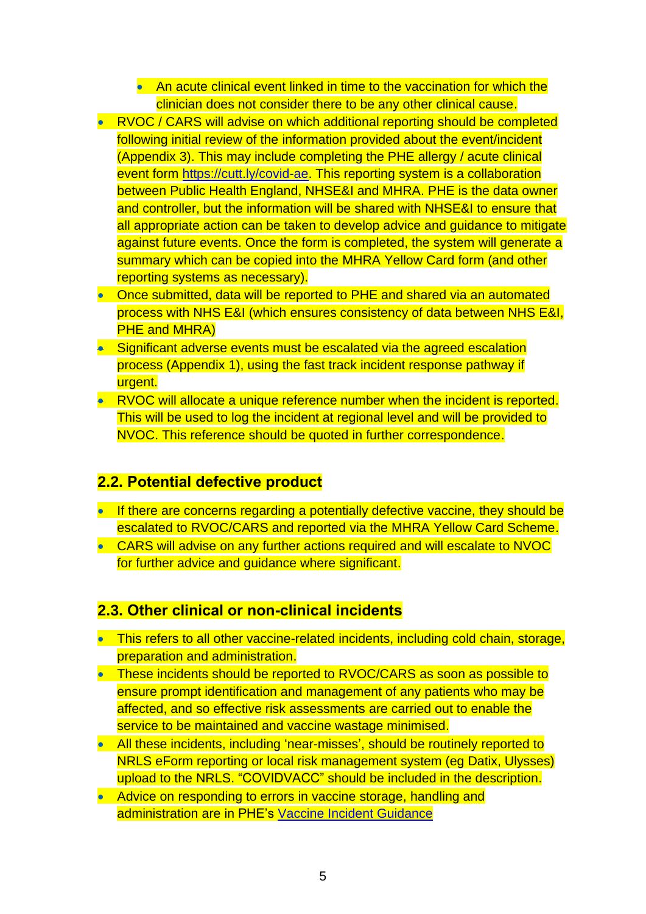- An acute clinical event linked in time to the vaccination for which the clinician does not consider there to be any other clinical cause.
- RVOC / CARS will advise on which additional reporting should be completed following initial review of the information provided about the event/incident (Appendix 3). This may include completing the PHE allergy / acute clinical event form [https://cutt.ly/covid-ae](https://cutt.ly/covid-ae). This reporting system is a collaboration between Public Health England, NHSE&I and MHRA. PHE is the data owner and controller, but the information will be shared with NHSE&I to ensure that all appropriate action can be taken to develop advice and guidance to mitigate against future events. Once the form is completed, the system will generate a summary which can be copied into the MHRA Yellow Card form (and other reporting systems as necessary).
- Once submitted, data will be reported to PHE and shared via an automated process with NHS E&I (which ensures consistency of data between NHS E&I, PHE and MHRA)
- Significant adverse events must be escalated via the agreed escalation process (Appendix 1), using the fast track incident response pathway if urgent.
- RVOC will allocate a unique reference number when the incident is reported. This will be used to log the incident at regional level and will be provided to NVOC. This reference should be quoted in further correspondence.

## 2.2. Potential defective product

- If there are concerns regarding a potentially defective vaccine, they should be escalated to RVOC/CARS and reported via the MHRA Yellow Card Scheme.
- CARS will advise on any further actions required and will escalate to NVOC for further advice and guidance where significant.

## 2.3. Other clinical or non-clinical incidents

- This refers to all other vaccine-related incidents, including cold chain, storage, preparation and administration.
- These incidents should be reported to RVOC/CARS as soon as possible to ensure prompt identification and management of any patients who may be affected, and so effective risk assessments are carried out to enable the service to be maintained and vaccine wastage minimised.
- All these incidents, including 'near-misses', should be routinely reported to NRLS eForm reporting or local risk management system (eg Datix, Ulysses) upload to the NRLS. "COVIDVACC" should be included in the description.
- Advice on responding to errors in vaccine storage, handling and administration are in PHE's Vaccine Incident Guidance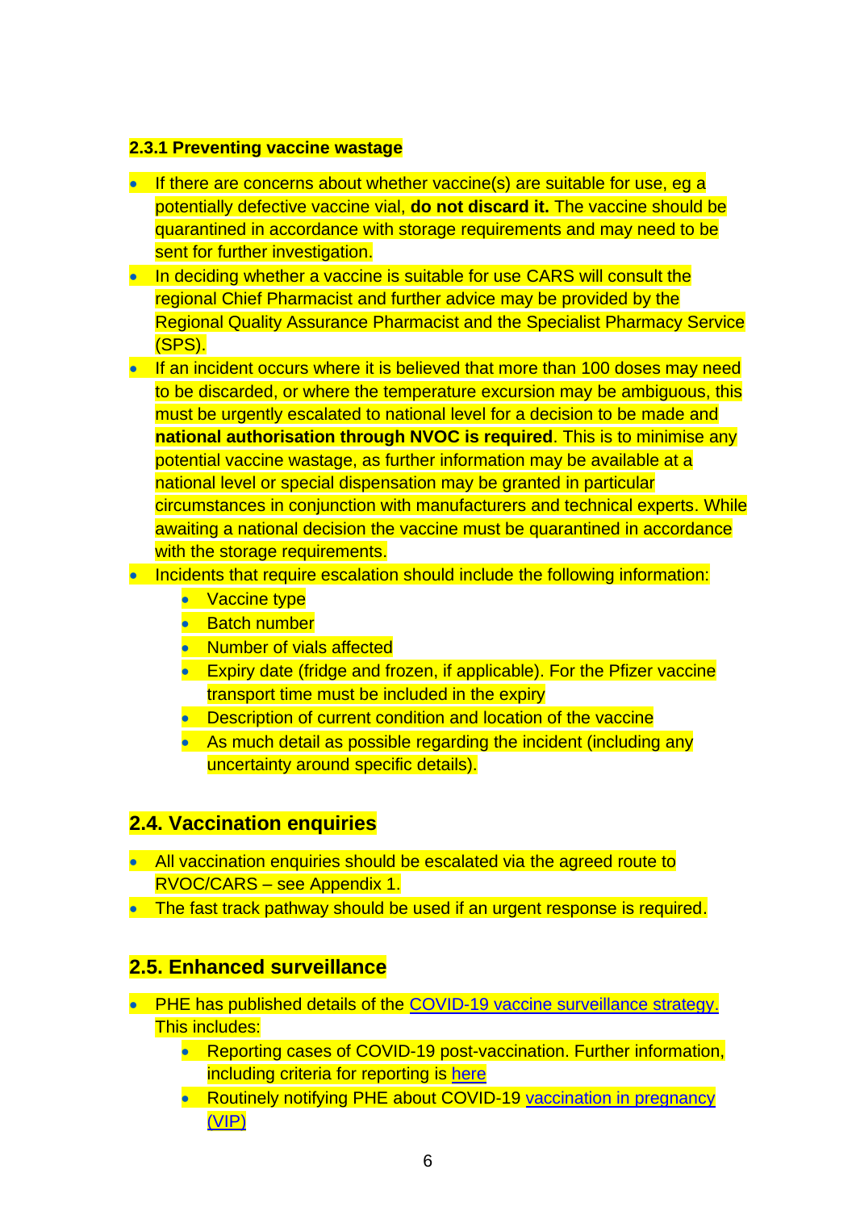### 2.3.1 Preventing vaccine wastage

- If there are concerns about whether vaccine(s) are suitable for use, eg a potentially defective vaccine vial, **do not discard it.** The vaccine should be quarantined in accordance with storage requirements and may need to be sent for further investigation.
- In deciding whether a vaccine is suitable for use CARS will consult the regional Chief Pharmacist and further advice may be provided by the Regional Quality Assurance Pharmacist and the Specialist Pharmacy Service (SPS).
- If an incident occurs where it is believed that more than 100 doses may need to be discarded, or where the temperature excursion may be ambiguous, this must be urgently escalated to national level for a decision to be made and **national authorisation through NVOC is required**. This is to minimise any potential vaccine wastage, as further information may be available at a national level or special dispensation may be granted in particular circumstances in conjunction with manufacturers and technical experts. While awaiting a national decision the vaccine must be quarantined in accordance with the storage requirements.
- Incidents that require escalation should include the following information:
  - Vaccine type
  - Batch number
  - Number of vials affected
  - Expiry date (fridge and frozen, if applicable). For the Pfizer vaccine transport time must be included in the expiry
  - Description of current condition and location of the vaccine
  - As much detail as possible regarding the incident (including any uncertainty around specific details).

## 2.4. Vaccination enquiries

- All vaccination enquiries should be escalated via the agreed route to RVOC/CARS – see Appendix 1.
- The fast track pathway should be used if an urgent response is required.

## 2.5. Enhanced surveillance

- PHE has published details of the COVID-19 vaccine surveillance strategy. This includes:
  - Reporting cases of COVID-19 post-vaccination. Further information, including criteria for reporting is here
  - Routinely notifying PHE about COVID-19 vaccination in pregnancy (VIP)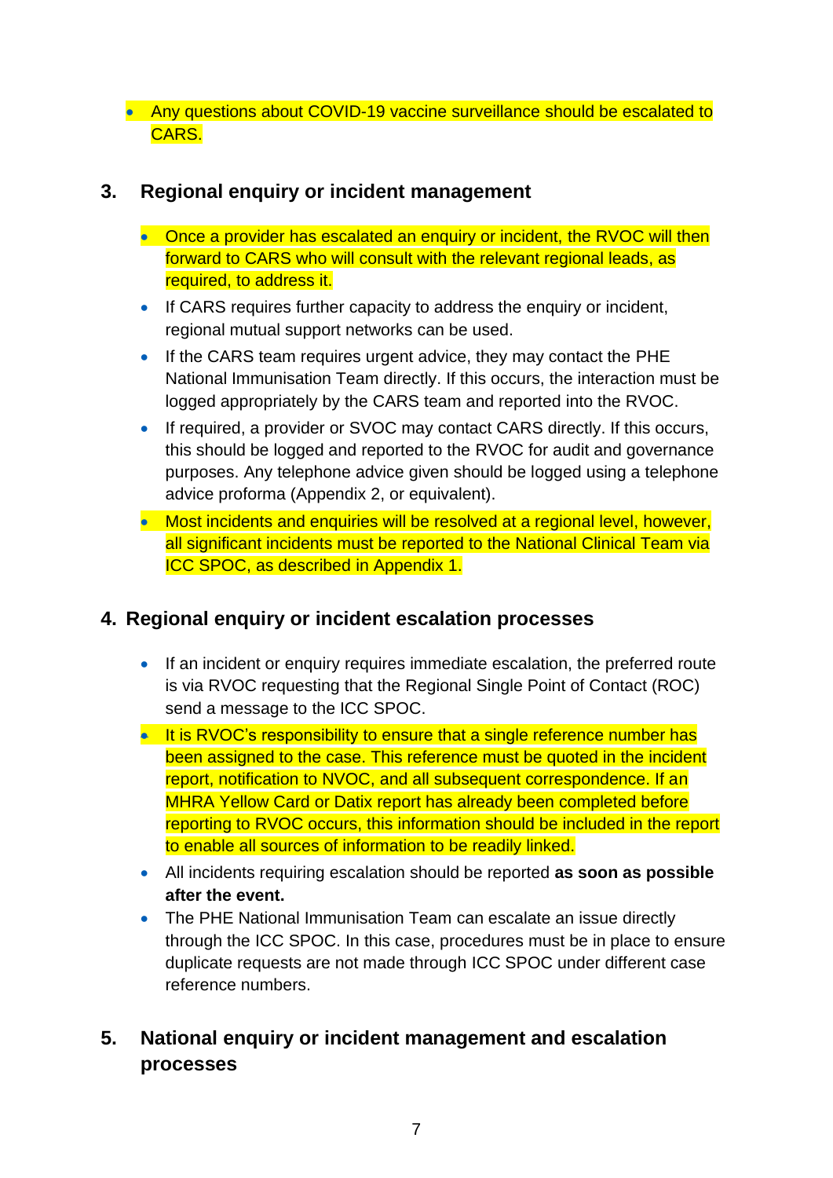- Any questions about COVID-19 vaccine surveillance should be escalated to CARS.

## 3. Regional enquiry or incident management

- Once a provider has escalated an enquiry or incident, the RVOC will then forward to CARS who will consult with the relevant regional leads, as required, to address it.
- If CARS requires further capacity to address the enquiry or incident, regional mutual support networks can be used.
- If the CARS team requires urgent advice, they may contact the PHE National Immunisation Team directly. If this occurs, the interaction must be logged appropriately by the CARS team and reported into the RVOC.
- If required, a provider or SVOC may contact CARS directly. If this occurs, this should be logged and reported to the RVOC for audit and governance purposes. Any telephone advice given should be logged using a telephone advice proforma (Appendix 2, or equivalent).
- Most incidents and enquiries will be resolved at a regional level, however, all significant incidents must be reported to the National Clinical Team via ICC SPOC, as described in Appendix 1.

## 4. Regional enquiry or incident escalation processes

- If an incident or enquiry requires immediate escalation, the preferred route is via RVOC requesting that the Regional Single Point of Contact (ROC) send a message to the ICC SPOC.
- It is RVOC's responsibility to ensure that a single reference number has been assigned to the case. This reference must be quoted in the incident report, notification to NVOC, and all subsequent correspondence. If an MHRA Yellow Card or Datix report has already been completed before reporting to RVOC occurs, this information should be included in the report to enable all sources of information to be readily linked.
- All incidents requiring escalation should be reported **as soon as possible after the event.**
- The PHE National Immunisation Team can escalate an issue directly through the ICC SPOC. In this case, procedures must be in place to ensure duplicate requests are not made through ICC SPOC under different case reference numbers.

## 5. National enquiry or incident management and escalation processes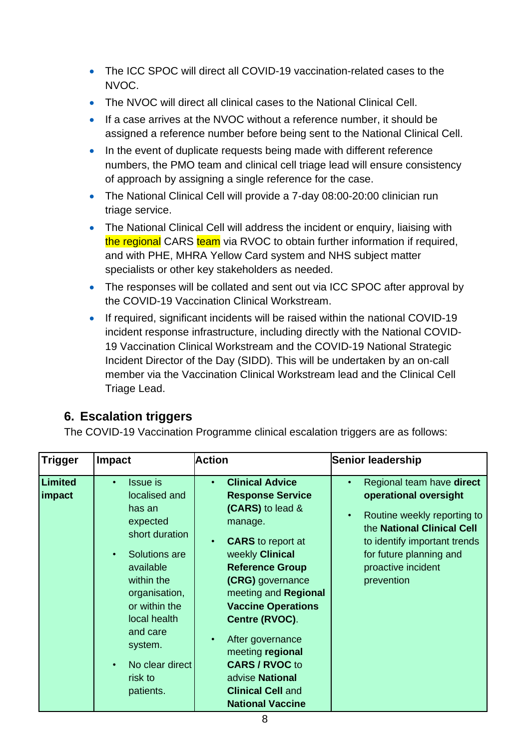- The ICC SPOC will direct all COVID-19 vaccination-related cases to the NVOC.
- The NVOC will direct all clinical cases to the National Clinical Cell.
- If a case arrives at the NVOC without a reference number, it should be assigned a reference number before being sent to the National Clinical Cell.
- In the event of duplicate requests being made with different reference numbers, the PMO team and clinical cell triage lead will ensure consistency of approach by assigning a single reference for the case.
- The National Clinical Cell will provide a 7-day 08:00-20:00 clinician run triage service.
- The National Clinical Cell will address the incident or enquiry, liaising with the regional CARS team via RVOC to obtain further information if required, and with PHE, MHRA Yellow Card system and NHS subject matter specialists or other key stakeholders as needed.
- The responses will be collated and sent out via ICC SPOC after approval by the COVID-19 Vaccination Clinical Workstream.
- If required, significant incidents will be raised within the national COVID-19 incident response infrastructure, including directly with the National COVID-19 Vaccination Clinical Workstream and the COVID-19 National Strategic Incident Director of the Day (SIDD). This will be undertaken by an on-call member via the Vaccination Clinical Workstream lead and the Clinical Cell Triage Lead.

## 6. Escalation triggers

The COVID-19 Vaccination Programme clinical escalation triggers are as follows:

| Trigger | Impact | Action | Senior leadership |
|---|---|---|---|
| **Limited impact** | • Issue is localised and has an expected short duration<br>• Solutions are available within the organisation, or within the local health and care system.<br>• No clear direct risk to patients. | • **Clinical Advice Response Service (CARS)** to lead & manage.<br>• **CARS** to report at weekly **Clinical Reference Group (CRG)** governance meeting and **Regional Vaccine Operations Centre (RVOC)**.<br>• After governance meeting **regional CARS / RVOC** to advise **National Clinical Cell** and **National Vaccine** | • Regional team have **direct operational oversight**<br>• Routine weekly reporting to the **National Clinical Cell** to identify important trends for future planning and proactive incident prevention |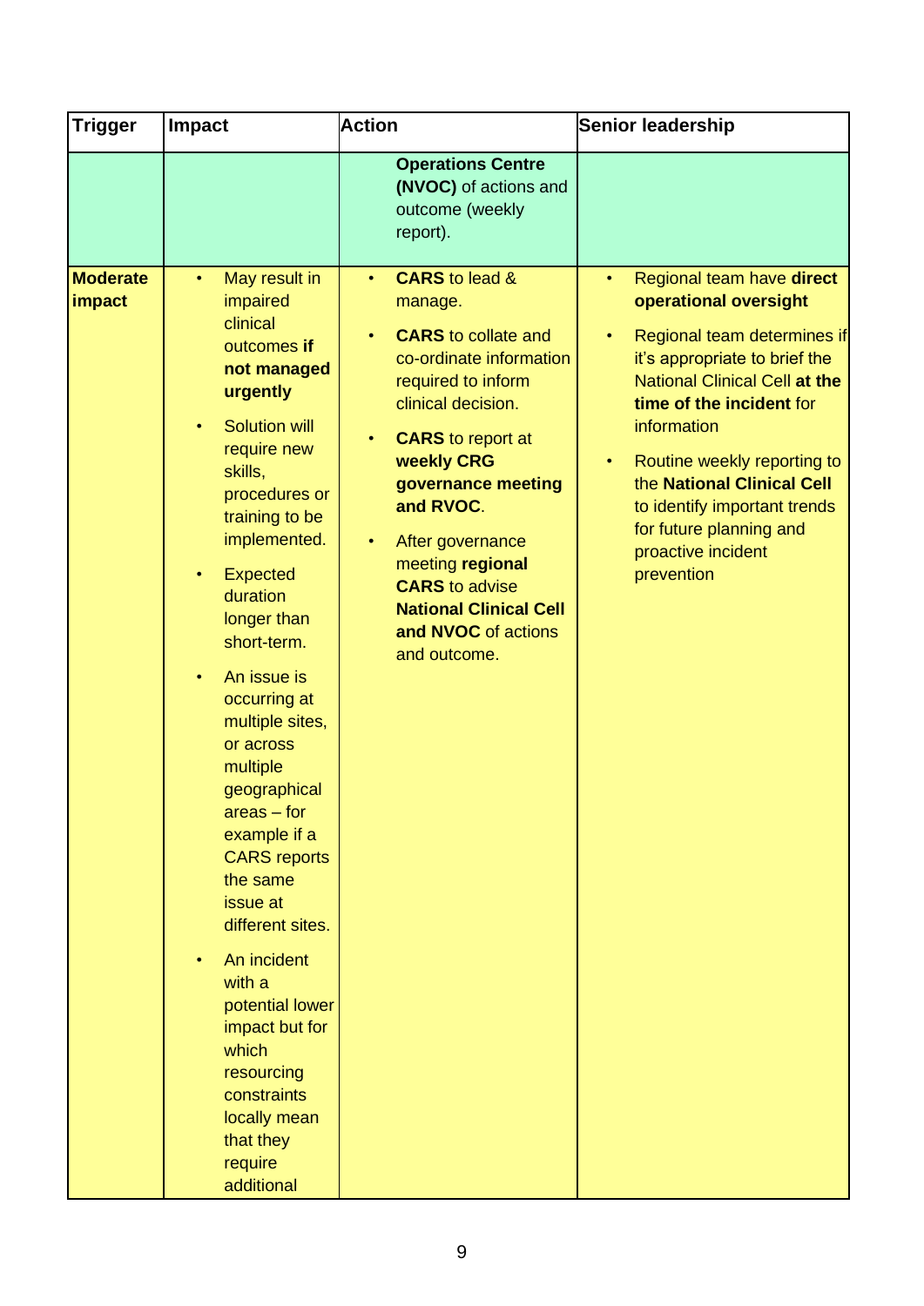| Trigger | Impact | Action | Senior leadership |
|---|---|---|---|
| | | **Operations Centre (NVOC)** of actions and outcome (weekly report). | |
| **Moderate impact** | • May result in impaired clinical outcomes **if not managed urgently**<br>• Solution will require new skills, procedures or training to be implemented.<br>• Expected duration longer than short-term.<br>• An issue is occurring at multiple sites, or across multiple geographical areas – for example if a CARS reports the same issue at different sites.<br>• An incident with a potential lower impact but for which resourcing constraints locally mean that they require additional | • **CARS** to lead & manage.<br>• **CARS** to collate and co-ordinate information required to inform clinical decision.<br>• **CARS** to report at **weekly CRG governance meeting and RVOC**.<br>• After governance meeting **regional CARS** to advise **National Clinical Cell and NVOC** of actions and outcome. | • Regional team have **direct operational oversight**<br>• Regional team determines if it's appropriate to brief the National Clinical Cell **at the time of the incident** for information<br>• Routine weekly reporting to the **National Clinical Cell** to identify important trends for future planning and proactive incident prevention |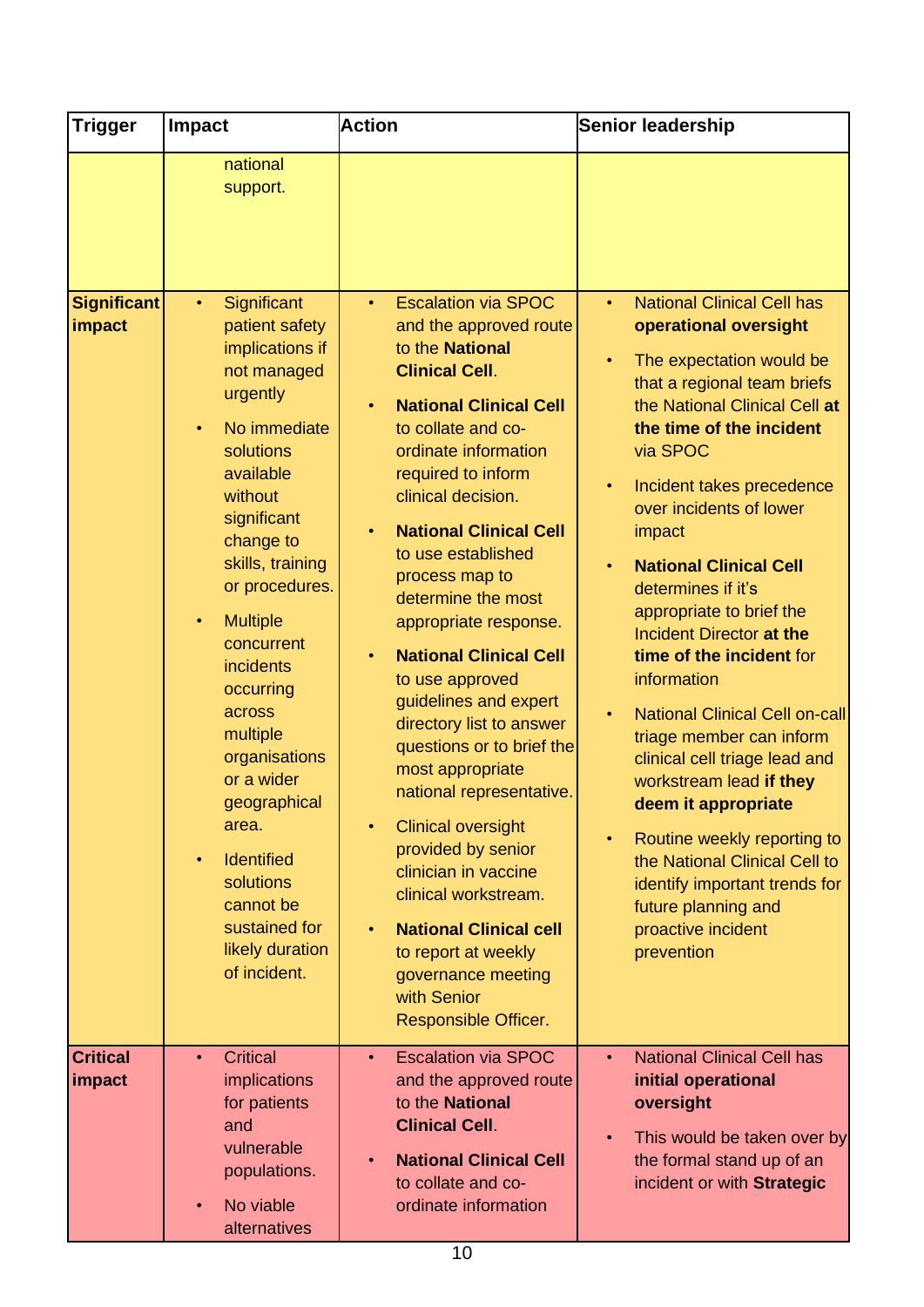| Trigger | Impact | Action | Senior leadership |
|---|---|---|---|
| | national support. | | |
| **Significant impact** | • Significant patient safety implications if not managed urgently<br>• No immediate solutions available without significant change to skills, training or procedures.<br>• Multiple concurrent incidents occurring across multiple organisations or a wider geographical area.<br>• Identified solutions cannot be sustained for likely duration of incident. | • Escalation via SPOC and the approved route to the **National Clinical Cell**.<br>• **National Clinical Cell** to collate and co-ordinate information required to inform clinical decision.<br>• **National Clinical Cell** to use established process map to determine the most appropriate response.<br>• **National Clinical Cell** to use approved guidelines and expert directory list to answer questions or to brief the most appropriate national representative.<br>• Clinical oversight provided by senior clinician in vaccine clinical workstream.<br>• **National Clinical cell** to report at weekly governance meeting with Senior Responsible Officer. | • National Clinical Cell has **operational oversight**<br>• The expectation would be that a regional team briefs the National Clinical Cell **at the time of the incident** via SPOC<br>• Incident takes precedence over incidents of lower impact<br>• **National Clinical Cell** determines if it's appropriate to brief the Incident Director **at the time of the incident** for information<br>• National Clinical Cell on-call triage member can inform clinical cell triage lead and workstream lead **if they deem it appropriate**<br>• Routine weekly reporting to the National Clinical Cell to identify important trends for future planning and proactive incident prevention |
| **Critical impact** | • Critical implications for patients and vulnerable populations.<br>• No viable alternatives | • Escalation via SPOC and the approved route to the **National Clinical Cell**.<br>• **National Clinical Cell** to collate and co-ordinate information | • National Clinical Cell has **initial operational oversight**<br>• This would be taken over by the formal stand up of an incident or with **Strategic** |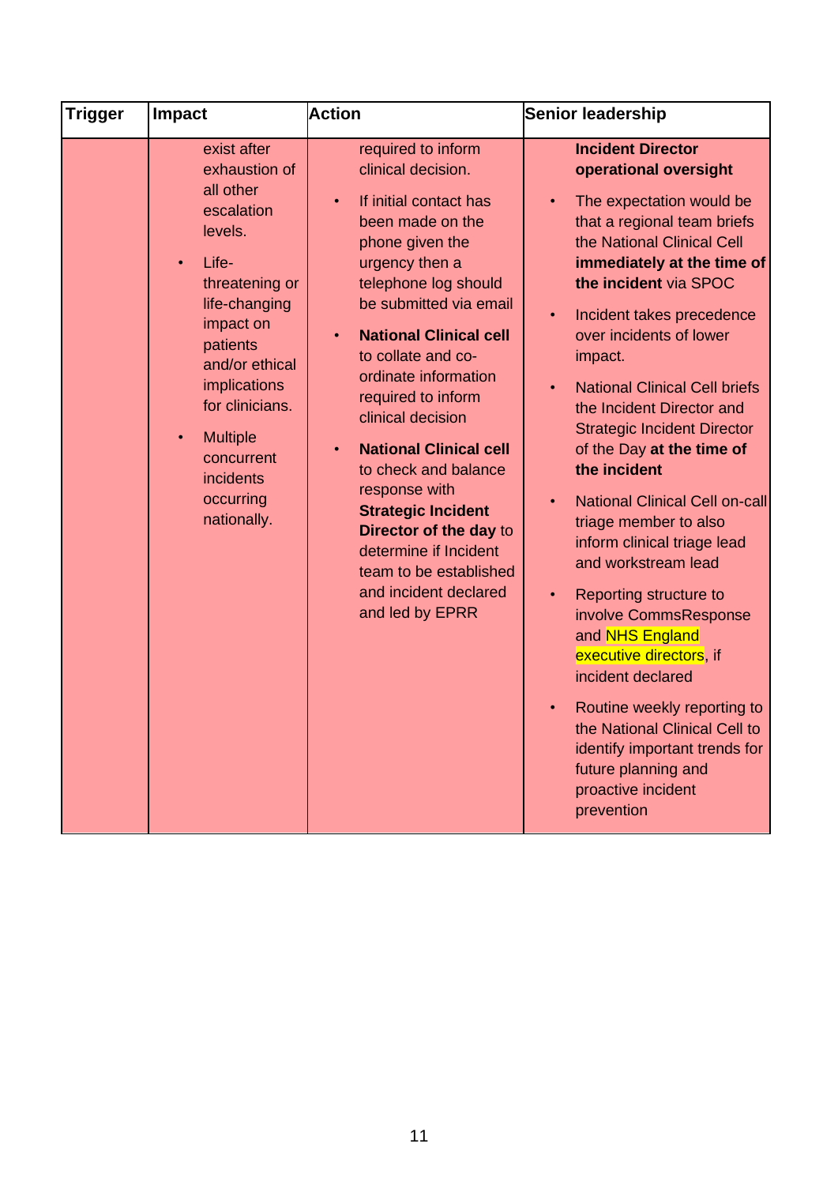| Trigger | Impact | Action | Senior leadership |
|---|---|---|---|
| | exist after exhaustion of all other escalation levels.<br><br>• Life-threatening or life-changing impact on patients and/or ethical implications for clinicians.<br><br>• Multiple concurrent incidents occurring nationally. | required to inform clinical decision.<br><br>• If initial contact has been made on the phone given the urgency then a telephone log should be submitted via email<br><br>• **National Clinical cell** to collate and co-ordinate information required to inform clinical decision<br><br>• **National Clinical cell** to check and balance response with **Strategic Incident Director of the day** to determine if Incident team to be established and incident declared and led by EPRR | **Incident Director operational oversight**<br><br>• The expectation would be that a regional team briefs the National Clinical Cell **immediately at the time of the incident** via SPOC<br><br>• Incident takes precedence over incidents of lower impact.<br><br>• National Clinical Cell briefs the Incident Director and Strategic Incident Director of the Day **at the time of the incident**<br><br>• National Clinical Cell on-call triage member to also inform clinical triage lead and workstream lead<br><br>• Reporting structure to involve CommsResponse and NHS England executive directors, if incident declared<br><br>• Routine weekly reporting to the National Clinical Cell to identify important trends for future planning and proactive incident prevention |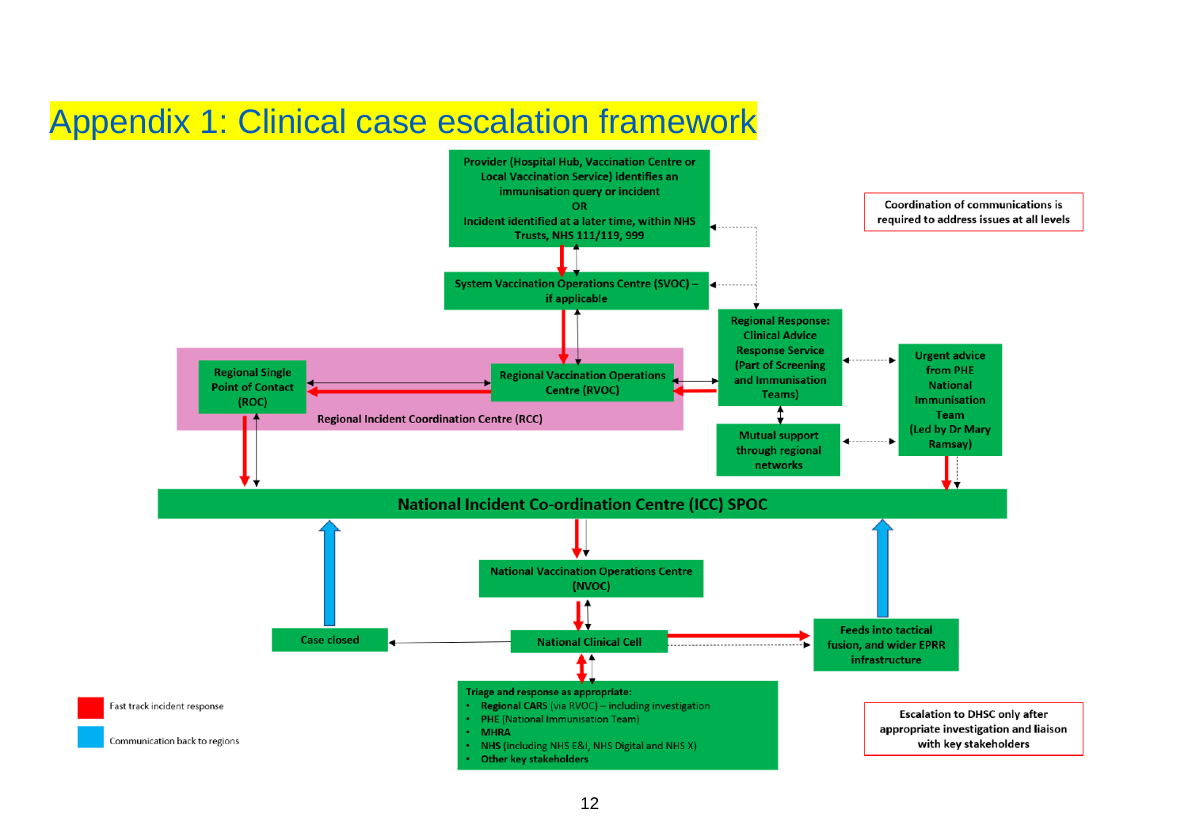# Appendix 1: Clinical case escalation framework

Provider (Hospital Hub, Vaccination Centre or Local Vaccination Service) identifies an immunisation query or incident
OR
Incident identified at a later time, within NHS Trusts, NHS 111/119, 999

Coordination of communications is required to address issues at all levels

System Vaccination Operations Centre (SVOC) – if applicable

Regional Response: Clinical Advice Response Service (Part of Screening and Immunisation Teams)

Urgent advice from PHE National Immunisation Team (Led by Dr Mary Ramsay)

Regional Single Point of Contact (ROC)

Regional Vaccination Operations Centre (RVOC)

Regional Incident Coordination Centre (RCC)

Mutual support through regional networks

National Incident Co-ordination Centre (ICC) SPOC

National Vaccination Operations Centre (NVOC)

Case closed

National Clinical Cell

Feeds into tactical fusion, and wider EPRR infrastructure

Triage and response as appropriate:

- Regional CARS (via RVOC) – including investigation
- PHE (National Immunisation Team)
- MHRA
- NHS (including NHS E&I, NHS Digital and NHS X)
- Other key stakeholders

Escalation to DHSC only after appropriate investigation and liaison with key stakeholders

Fast track incident response

Communication back to regions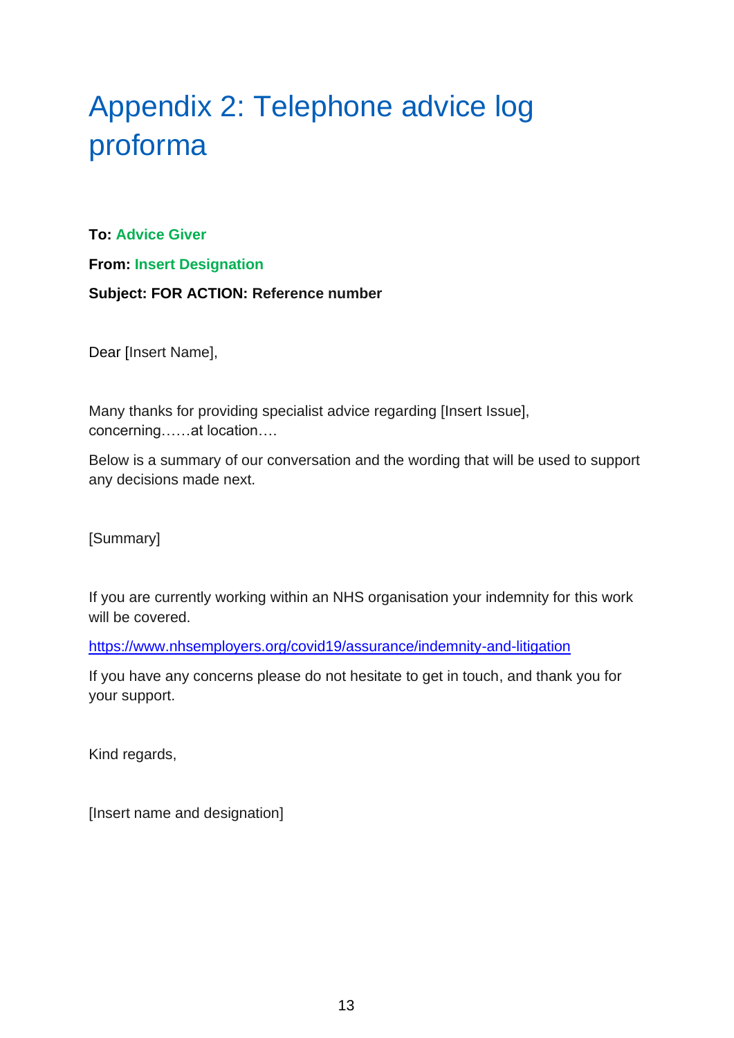# Appendix 2: Telephone advice log proforma

**To: Advice Giver**

**From: Insert Designation**

**Subject: FOR ACTION: Reference number**

Dear [Insert Name],

Many thanks for providing specialist advice regarding [Insert Issue], concerning……at location….

Below is a summary of our conversation and the wording that will be used to support any decisions made next.

[Summary]

If you are currently working within an NHS organisation your indemnity for this work will be covered.

https://www.nhsemployers.org/covid19/assurance/indemnity-and-litigation

If you have any concerns please do not hesitate to get in touch, and thank you for your support.

Kind regards,

[Insert name and designation]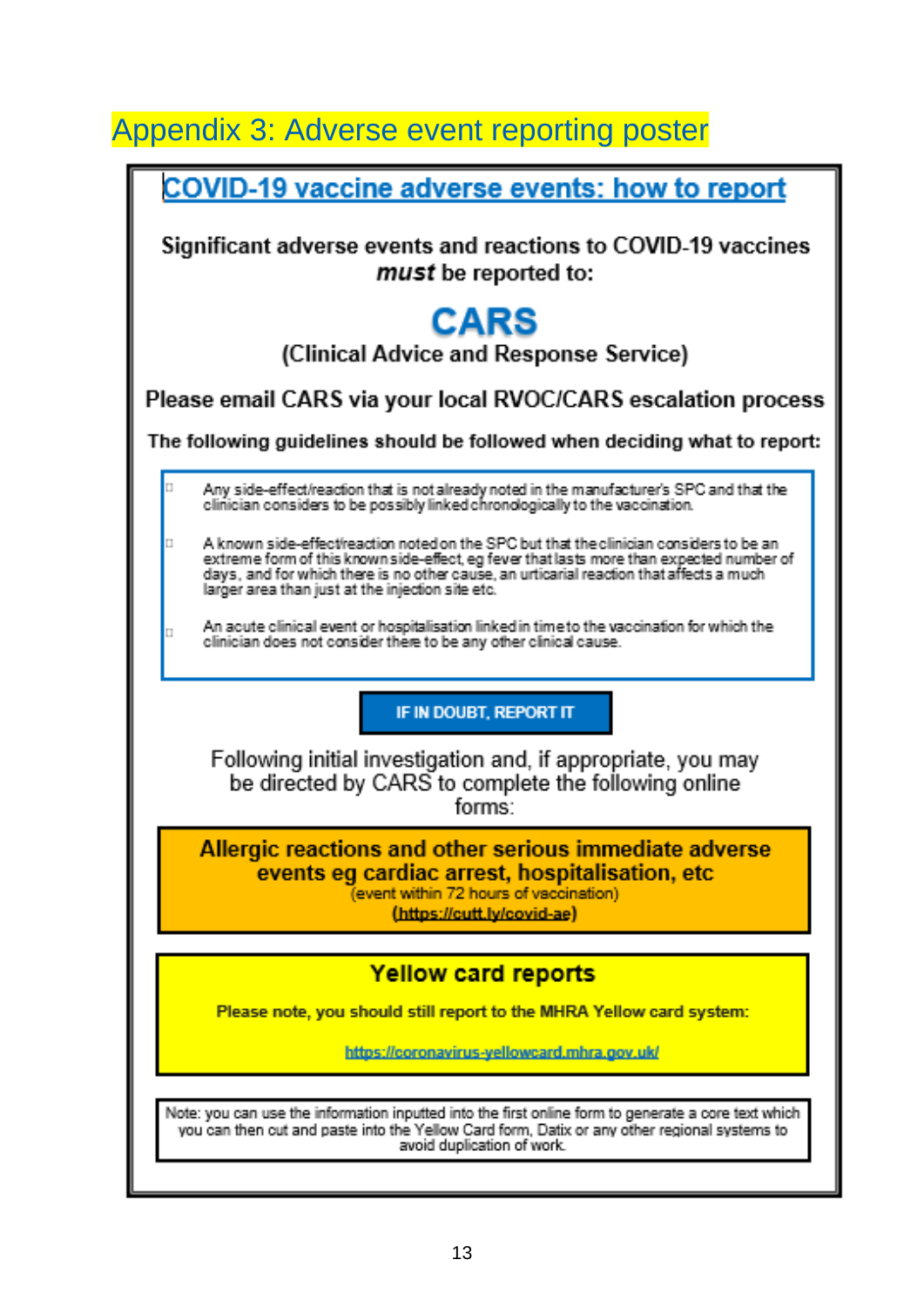# Appendix 3: Adverse event reporting poster

## COVID-19 vaccine adverse events: how to report

**Significant adverse events and reactions to COVID-19 vaccines *must* be reported to:**

# CARS

**(Clinical Advice and Response Service)**

**Please email CARS via your local RVOC/CARS escalation process**

**The following guidelines should be followed when deciding what to report:**

- Any side-effect/reaction that is not already noted in the manufacturer's SPC and that the clinician considers to be possibly linked chronologically to the vaccination.
- A known side-effect/reaction noted on the SPC but that the clinician considers to be an extreme form of this known side-effect, eg fever that lasts more than expected number of days, and for which there is no other cause, an urticarial reaction that affects a much larger area than just at the injection site etc.
- An acute clinical event or hospitalisation linked in time to the vaccination for which the clinician does not consider there to be any other clinical cause.

**IF IN DOUBT, REPORT IT**

Following initial investigation and, if appropriate, you may be directed by CARS to complete the following online forms:

**Allergic reactions and other serious immediate adverse events eg cardiac arrest, hospitalisation, etc**
(event within 72 hours of vaccination)
**(https://cutt.ly/covid-ae)**

**Yellow card reports**

**Please note, you should still report to the MHRA Yellow card system:**

https://coronavirus-yellowcard.mhra.gov.uk/

Note: you can use the information inputted into the first online form to generate a core text which you can then cut and paste into the Yellow Card form, Datix or any other regional systems to avoid duplication of work.